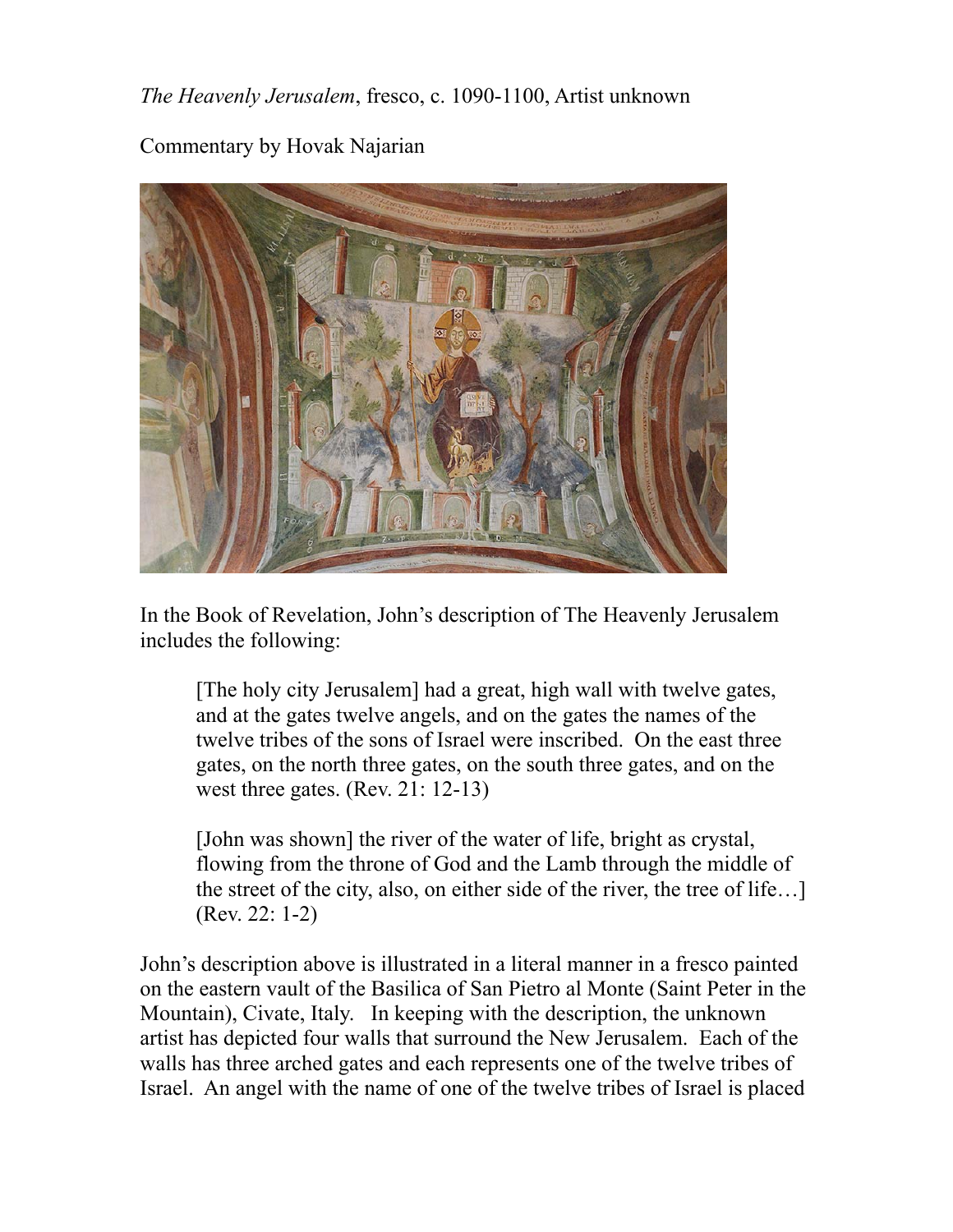*The Heavenly Jerusalem*, fresco, c. 1090-1100, Artist unknown

Commentary by Hovak Najarian

In the Book of Revelation, John's description of The Heavenly Jerusalem includes the following:

> [The holy city Jerusalem] had a great, high wall with twelve gates, and at the gates twelve angels, and on the gates the names of the twelve tribes of the sons of Israel were inscribed. On the east three gates, on the north three gates, on the south three gates, and on the west three gates. (Rev. 21: 12-13)

> [John was shown] the river of the water of life, bright as crystal, flowing from the throne of God and the Lamb through the middle of the street of the city, also, on either side of the river, the tree of life…] (Rev. 22: 1-2)

John's description above is illustrated in a literal manner in a fresco painted on the eastern vault of the Basilica of San Pietro al Monte (Saint Peter in the Mountain), Civate, Italy. In keeping with the description, the unknown artist has depicted four walls that surround the New Jerusalem. Each of the walls has three arched gates and each represents one of the twelve tribes of Israel. An angel with the name of one of the twelve tribes of Israel is placed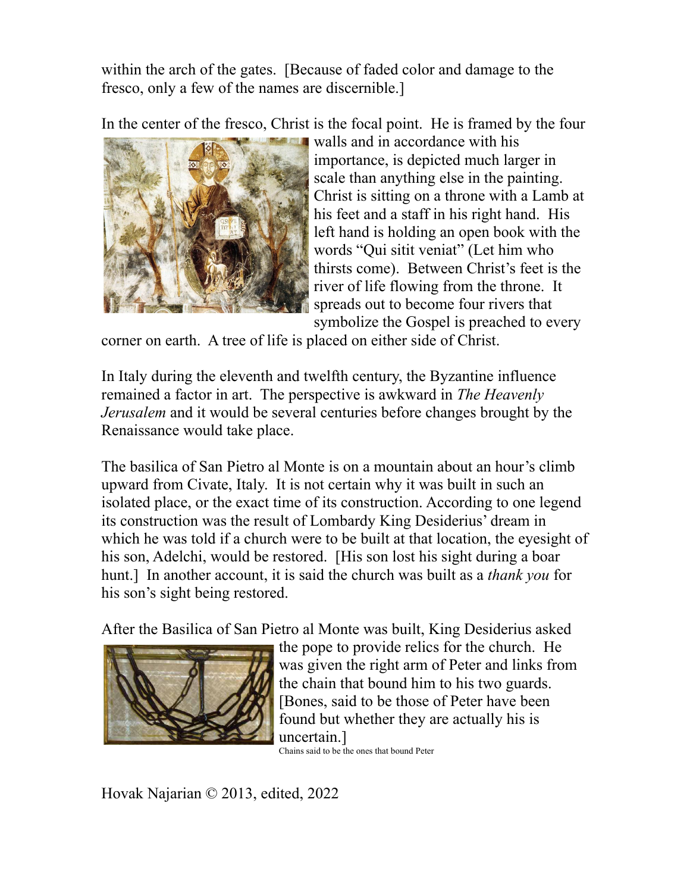within the arch of the gates. [Because of faded color and damage to the fresco, only a few of the names are discernible.]

In the center of the fresco, Christ is the focal point. He is framed by the four walls and in accordance with his importance, is depicted much larger in scale than anything else in the painting. Christ is sitting on a throne with a Lamb at his feet and a staff in his right hand. His left hand is holding an open book with the words "Qui sitit veniat" (Let him who thirsts come). Between Christ's feet is the river of life flowing from the throne. It spreads out to become four rivers that symbolize the Gospel is preached to every corner on earth. A tree of life is placed on either side of Christ.

In Italy during the eleventh and twelfth century, the Byzantine influence remained a factor in art. The perspective is awkward in *The Heavenly Jerusalem* and it would be several centuries before changes brought by the Renaissance would take place.

The basilica of San Pietro al Monte is on a mountain about an hour's climb upward from Civate, Italy. It is not certain why it was built in such an isolated place, or the exact time of its construction. According to one legend its construction was the result of Lombardy King Desiderius' dream in which he was told if a church were to be built at that location, the eyesight of his son, Adelchi, would be restored. [His son lost his sight during a boar hunt.] In another account, it is said the church was built as a *thank you* for his son's sight being restored.

After the Basilica of San Pietro al Monte was built, King Desiderius asked the pope to provide relics for the church. He was given the right arm of Peter and links from the chain that bound him to his two guards. [Bones, said to be those of Peter have been found but whether they are actually his is uncertain.]

Chains said to be the ones that bound Peter

Hovak Najarian © 2013, edited, 2022